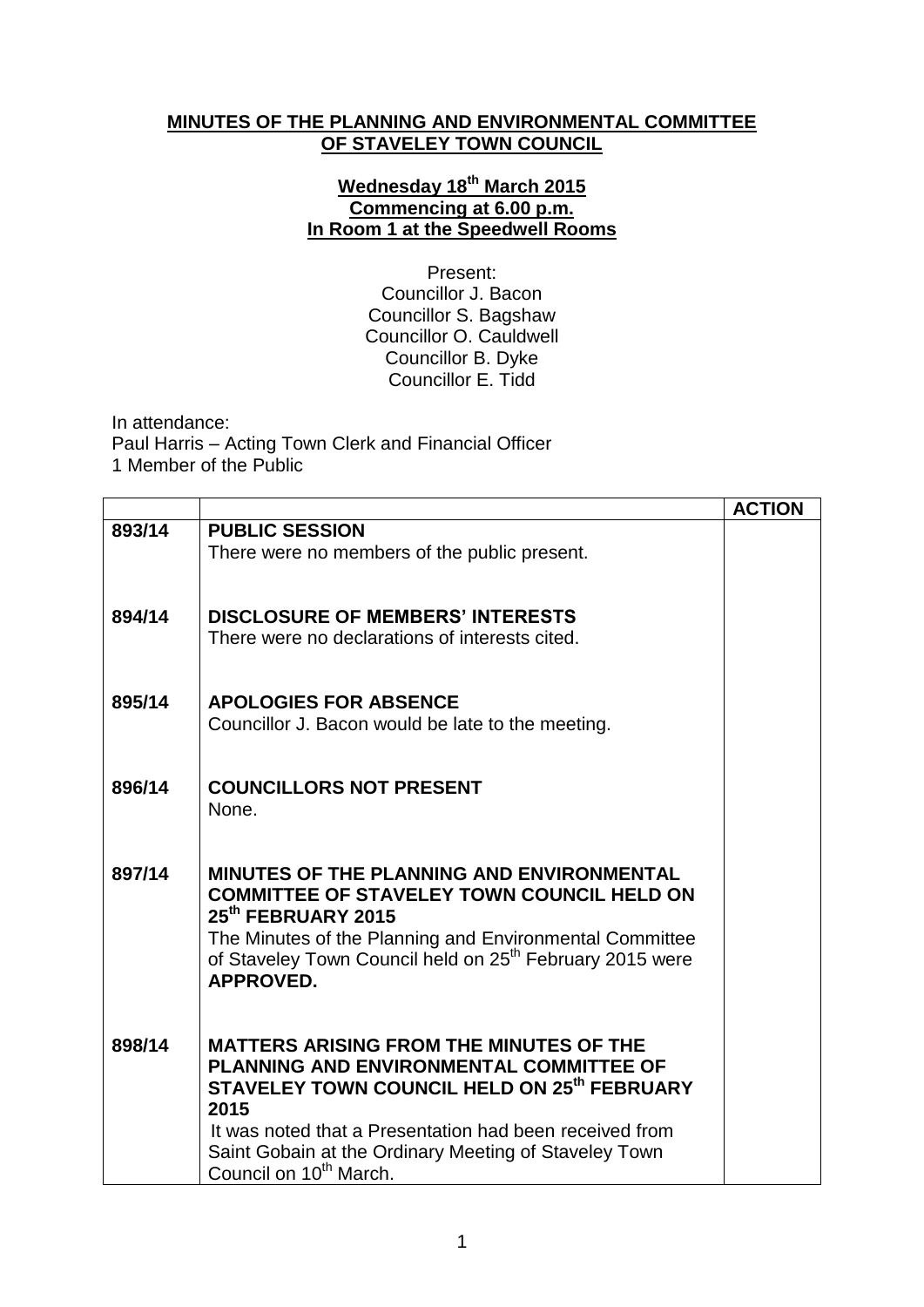**MINUTES OF THE PLANNING AND ENVIRONMENTAL COMMITTEE OF STAVELEY TOWN COUNCIL**

**Wednesday 18th March 2015**
**Commencing at 6.00 p.m.**
**In Room 1 at the Speedwell Rooms**

Present:
Councillor J. Bacon
Councillor S. Bagshaw
Councillor O. Cauldwell
Councillor B. Dyke
Councillor E. Tidd

In attendance:
Paul Harris – Acting Town Clerk and Financial Officer
1 Member of the Public

| | | **ACTION** |
|---|---|---|
| **893/14** | **PUBLIC SESSION**<br>There were no members of the public present. | |
| **894/14** | **DISCLOSURE OF MEMBERS' INTERESTS**<br>There were no declarations of interests cited. | |
| **895/14** | **APOLOGIES FOR ABSENCE**<br>Councillor J. Bacon would be late to the meeting. | |
| **896/14** | **COUNCILLORS NOT PRESENT**<br>None. | |
| **897/14** | **MINUTES OF THE PLANNING AND ENVIRONMENTAL COMMITTEE OF STAVELEY TOWN COUNCIL HELD ON 25th FEBRUARY 2015**<br>The Minutes of the Planning and Environmental Committee of Staveley Town Council held on 25th February 2015 were **APPROVED.** | |
| **898/14** | **MATTERS ARISING FROM THE MINUTES OF THE PLANNING AND ENVIRONMENTAL COMMITTEE OF STAVELEY TOWN COUNCIL HELD ON 25th FEBRUARY 2015**<br>It was noted that a Presentation had been received from Saint Gobain at the Ordinary Meeting of Staveley Town Council on 10th March. | |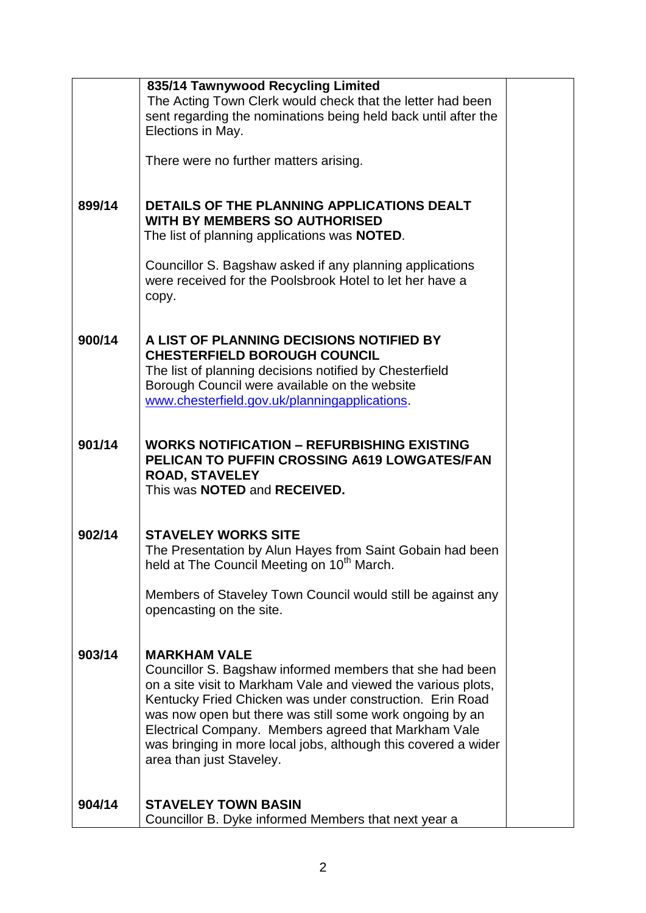| | | |
|---|---|---|
| | **835/14 Tawnywood Recycling Limited**<br>The Acting Town Clerk would check that the letter had been sent regarding the nominations being held back until after the Elections in May.<br><br>There were no further matters arising. | |
| **899/14** | **DETAILS OF THE PLANNING APPLICATIONS DEALT WITH BY MEMBERS SO AUTHORISED**<br>The list of planning applications was **NOTED**.<br><br>Councillor S. Bagshaw asked if any planning applications were received for the Poolsbrook Hotel to let her have a copy. | |
| **900/14** | **A LIST OF PLANNING DECISIONS NOTIFIED BY CHESTERFIELD BOROUGH COUNCIL**<br>The list of planning decisions notified by Chesterfield Borough Council were available on the website www.chesterfield.gov.uk/planningapplications. | |
| **901/14** | **WORKS NOTIFICATION – REFURBISHING EXISTING PELICAN TO PUFFIN CROSSING A619 LOWGATES/FAN ROAD, STAVELEY**<br>This was **NOTED** and **RECEIVED.** | |
| **902/14** | **STAVELEY WORKS SITE**<br>The Presentation by Alun Hayes from Saint Gobain had been held at The Council Meeting on 10th March.<br><br>Members of Staveley Town Council would still be against any opencasting on the site. | |
| **903/14** | **MARKHAM VALE**<br>Councillor S. Bagshaw informed members that she had been on a site visit to Markham Vale and viewed the various plots, Kentucky Fried Chicken was under construction. Erin Road was now open but there was still some work ongoing by an Electrical Company. Members agreed that Markham Vale was bringing in more local jobs, although this covered a wider area than just Staveley. | |
| **904/14** | **STAVELEY TOWN BASIN**<br>Councillor B. Dyke informed Members that next year a | |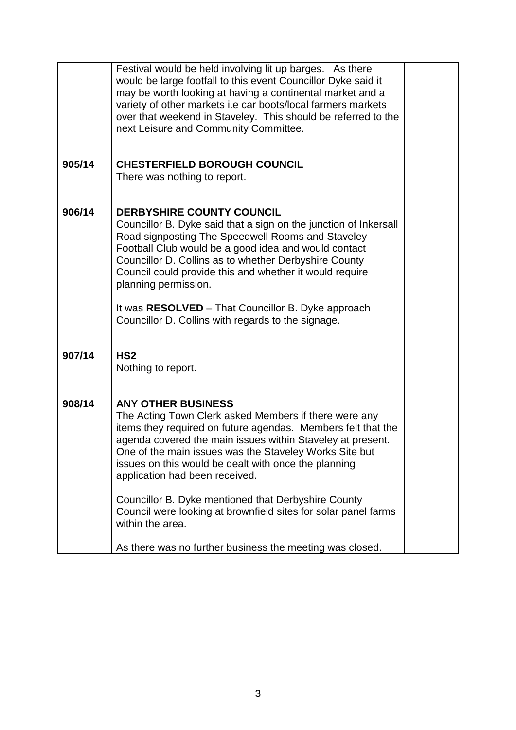| | | |
|---|---|---|
| | Festival would be held involving lit up barges. As there would be large footfall to this event Councillor Dyke said it may be worth looking at having a continental market and a variety of other markets i.e car boots/local farmers markets over that weekend in Staveley. This should be referred to the next Leisure and Community Committee. | |
| **905/14** | **CHESTERFIELD BOROUGH COUNCIL**<br>There was nothing to report. | |
| **906/14** | **DERBYSHIRE COUNTY COUNCIL**<br>Councillor B. Dyke said that a sign on the junction of Inkersall Road signposting The Speedwell Rooms and Staveley Football Club would be a good idea and would contact Councillor D. Collins as to whether Derbyshire County Council could provide this and whether it would require planning permission.<br><br>It was **RESOLVED** – That Councillor B. Dyke approach Councillor D. Collins with regards to the signage. | |
| **907/14** | **HS2**<br>Nothing to report. | |
| **908/14** | **ANY OTHER BUSINESS**<br>The Acting Town Clerk asked Members if there were any items they required on future agendas. Members felt that the agenda covered the main issues within Staveley at present. One of the main issues was the Staveley Works Site but issues on this would be dealt with once the planning application had been received.<br><br>Councillor B. Dyke mentioned that Derbyshire County Council were looking at brownfield sites for solar panel farms within the area.<br><br>As there was no further business the meeting was closed. | |